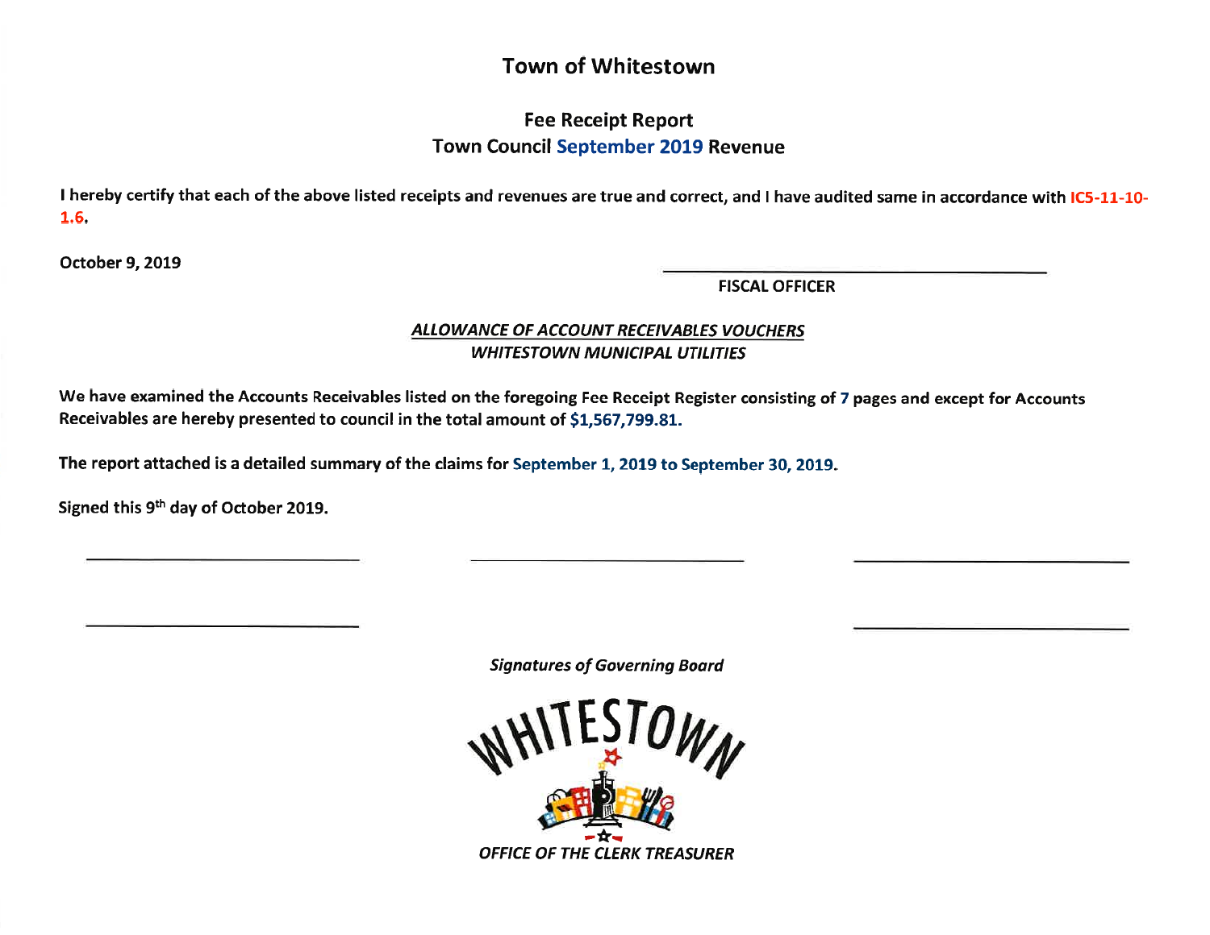# Town of Whitestown

## Fee Receipt Report

## Town Council September 2019 Revenue

**I hereby certify that each of the above listed receipts and revenues are true and correct, and I have audited same in accordance with IC5-11-10-1.6.**

**October 9, 2019**

\_\_\_\_\_\_\_\_\_\_\_\_\_\_\_\_\_\_\_\_\_\_\_\_\_\_\_\_\_\_\_\_\_\_\_\_\_\_\_\_

**FISCAL OFFICER**

### ***ALLOWANCE OF ACCOUNT RECEIVABLES VOUCHERS***

### ***WHITESTOWN MUNICIPAL UTILITIES***

**We have examined the Accounts Receivables listed on the foregoing Fee Receipt Register consisting of 7 pages and except for Accounts Receivables are hereby presented to council in the total amount of $1,567,799.81.**

**The report attached is a detailed summary of the claims for September 1, 2019 to September 30, 2019.**

**Signed this 9th day of October 2019.**

\_\_\_\_\_\_\_\_\_\_\_\_\_\_\_\_\_\_\_\_\_\_\_\_\_\_\_\_ \_\_\_\_\_\_\_\_\_\_\_\_\_\_\_\_\_\_\_\_\_\_\_\_\_\_\_\_ \_\_\_\_\_\_\_\_\_\_\_\_\_\_\_\_\_\_\_\_\_\_\_\_\_\_\_\_

\_\_\_\_\_\_\_\_\_\_\_\_\_\_\_\_\_\_\_\_\_\_\_\_\_\_\_\_ \_\_\_\_\_\_\_\_\_\_\_\_\_\_\_\_\_\_\_\_\_\_\_\_\_\_\_\_

***Signatures of Governing Board***

WHITESTOWN

***OFFICE OF THE CLERK TREASURER***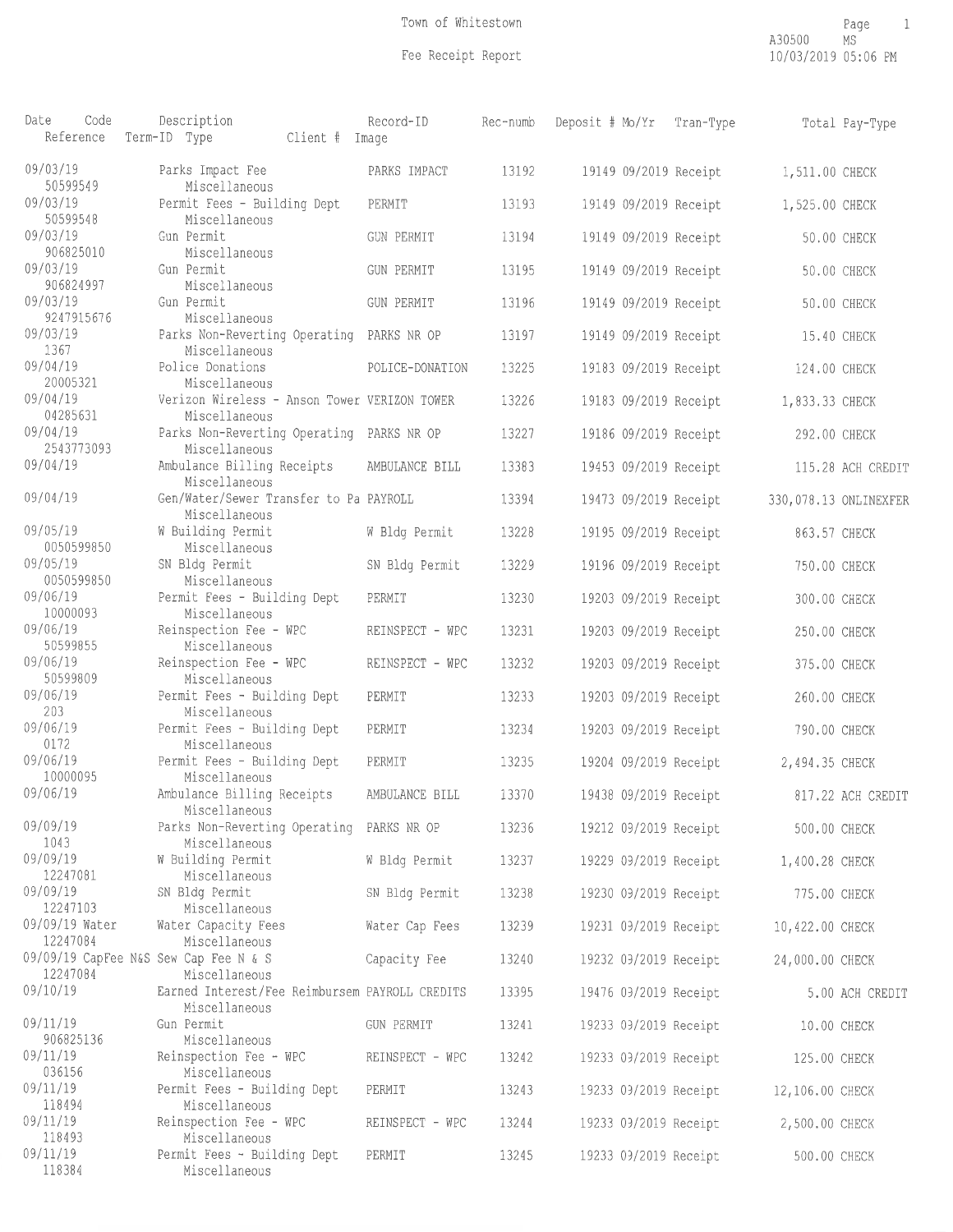# Town of Whitestown

## Fee Receipt Report

A30500 MS
10/03/2019 05:06 PM

| Date | Code | Description | Record-ID | Rec-numb | Deposit # | Mo/Yr | Tran-Type | Total | Pay-Type |
|---|---|---|---|---|---|---|---|---|---|
| Reference | Term-ID Type | Client # | Image | | | | | | |
| 09/03/19 | | Parks Impact Fee | PARKS IMPACT | 13192 | 19149 | 09/2019 | Receipt | 1,511.00 | CHECK |
| 50599549 | | Miscellaneous | | | | | | | |
| 09/03/19 | | Permit Fees - Building Dept | PERMIT | 13193 | 19149 | 09/2019 | Receipt | 1,525.00 | CHECK |
| 50599548 | | Miscellaneous | | | | | | | |
| 09/03/19 | | Gun Permit | GUN PERMIT | 13194 | 19149 | 09/2019 | Receipt | 50.00 | CHECK |
| 906825010 | | Miscellaneous | | | | | | | |
| 09/03/19 | | Gun Permit | GUN PERMIT | 13195 | 19149 | 09/2019 | Receipt | 50.00 | CHECK |
| 906824997 | | Miscellaneous | | | | | | | |
| 09/03/19 | | Gun Permit | GUN PERMIT | 13196 | 19149 | 09/2019 | Receipt | 50.00 | CHECK |
| 9247915676 | | Miscellaneous | | | | | | | |
| 09/03/19 | | Parks Non-Reverting Operating | PARKS NR OP | 13197 | 19149 | 09/2019 | Receipt | 15.40 | CHECK |
| 1367 | | Miscellaneous | | | | | | | |
| 09/04/19 | | Police Donations | POLICE-DONATION | 13225 | 19183 | 09/2019 | Receipt | 124.00 | CHECK |
| 20005321 | | Miscellaneous | | | | | | | |
| 09/04/19 | | Verizon Wireless - Anson Tower | VERIZON TOWER | 13226 | 19183 | 09/2019 | Receipt | 1,833.33 | CHECK |
| 04285631 | | Miscellaneous | | | | | | | |
| 09/04/19 | | Parks Non-Reverting Operating | PARKS NR OP | 13227 | 19186 | 09/2019 | Receipt | 292.00 | CHECK |
| 2543773093 | | Miscellaneous | | | | | | | |
| 09/04/19 | | Ambulance Billing Receipts | AMBULANCE BILL | 13383 | 19453 | 09/2019 | Receipt | 115.28 | ACH CREDIT |
| | | Miscellaneous | | | | | | | |
| 09/04/19 | | Gen/Water/Sewer Transfer to Pa | PAYROLL | 13394 | 19473 | 09/2019 | Receipt | 330,078.13 | ONLINEXFER |
| | | Miscellaneous | | | | | | | |
| 09/05/19 | | W Building Permit | W Bldg Permit | 13228 | 19195 | 09/2019 | Receipt | 863.57 | CHECK |
| 0050599850 | | Miscellaneous | | | | | | | |
| 09/05/19 | | SN Bldg Permit | SN Bldg Permit | 13229 | 19196 | 09/2019 | Receipt | 750.00 | CHECK |
| 0050599850 | | Miscellaneous | | | | | | | |
| 09/06/19 | | Permit Fees - Building Dept | PERMIT | 13230 | 19203 | 09/2019 | Receipt | 300.00 | CHECK |
| 10000093 | | Miscellaneous | | | | | | | |
| 09/06/19 | | Reinspection Fee - WPC | REINSPECT - WPC | 13231 | 19203 | 09/2019 | Receipt | 250.00 | CHECK |
| 50599855 | | Miscellaneous | | | | | | | |
| 09/06/19 | | Reinspection Fee - WPC | REINSPECT - WPC | 13232 | 19203 | 09/2019 | Receipt | 375.00 | CHECK |
| 50599809 | | Miscellaneous | | | | | | | |
| 09/06/19 | | Permit Fees - Building Dept | PERMIT | 13233 | 19203 | 09/2019 | Receipt | 260.00 | CHECK |
| 203 | | Miscellaneous | | | | | | | |
| 09/06/19 | | Permit Fees - Building Dept | PERMIT | 13234 | 19203 | 09/2019 | Receipt | 790.00 | CHECK |
| 0172 | | Miscellaneous | | | | | | | |
| 09/06/19 | | Permit Fees - Building Dept | PERMIT | 13235 | 19204 | 09/2019 | Receipt | 2,494.35 | CHECK |
| 10000095 | | Miscellaneous | | | | | | | |
| 09/06/19 | | Ambulance Billing Receipts | AMBULANCE BILL | 13370 | 19438 | 09/2019 | Receipt | 817.22 | ACH CREDIT |
| | | Miscellaneous | | | | | | | |
| 09/09/19 | | Parks Non-Reverting Operating | PARKS NR OP | 13236 | 19212 | 09/2019 | Receipt | 500.00 | CHECK |
| 1043 | | Miscellaneous | | | | | | | |
| 09/09/19 | | W Building Permit | W Bldg Permit | 13237 | 19229 | 09/2019 | Receipt | 1,400.28 | CHECK |
| 12247081 | | Miscellaneous | | | | | | | |
| 09/09/19 | | SN Bldg Permit | SN Bldg Permit | 13238 | 19230 | 09/2019 | Receipt | 775.00 | CHECK |
| 12247103 | | Miscellaneous | | | | | | | |
| 09/09/19 | Water | Water Capacity Fees | Water Cap Fees | 13239 | 19231 | 09/2019 | Receipt | 10,422.00 | CHECK |
| 12247084 | | Miscellaneous | | | | | | | |
| 09/09/19 | CapFee N&S | Sew Cap Fee N & S | Capacity Fee | 13240 | 19232 | 09/2019 | Receipt | 24,000.00 | CHECK |
| 12247084 | | Miscellaneous | | | | | | | |
| 09/10/19 | | Earned Interest/Fee Reimbursem | PAYROLL CREDITS | 13395 | 19476 | 09/2019 | Receipt | 5.00 | ACH CREDIT |
| | | Miscellaneous | | | | | | | |
| 09/11/19 | | Gun Permit | GUN PERMIT | 13241 | 19233 | 09/2019 | Receipt | 10.00 | CHECK |
| 906825136 | | Miscellaneous | | | | | | | |
| 09/11/19 | | Reinspection Fee - WPC | REINSPECT - WPC | 13242 | 19233 | 09/2019 | Receipt | 125.00 | CHECK |
| 036156 | | Miscellaneous | | | | | | | |
| 09/11/19 | | Permit Fees - Building Dept | PERMIT | 13243 | 19233 | 09/2019 | Receipt | 12,106.00 | CHECK |
| 118494 | | Miscellaneous | | | | | | | |
| 09/11/19 | | Reinspection Fee - WPC | REINSPECT - WPC | 13244 | 19233 | 09/2019 | Receipt | 2,500.00 | CHECK |
| 118493 | | Miscellaneous | | | | | | | |
| 09/11/19 | | Permit Fees - Building Dept | PERMIT | 13245 | 19233 | 09/2019 | Receipt | 500.00 | CHECK |
| 118384 | | Miscellaneous | | | | | | | |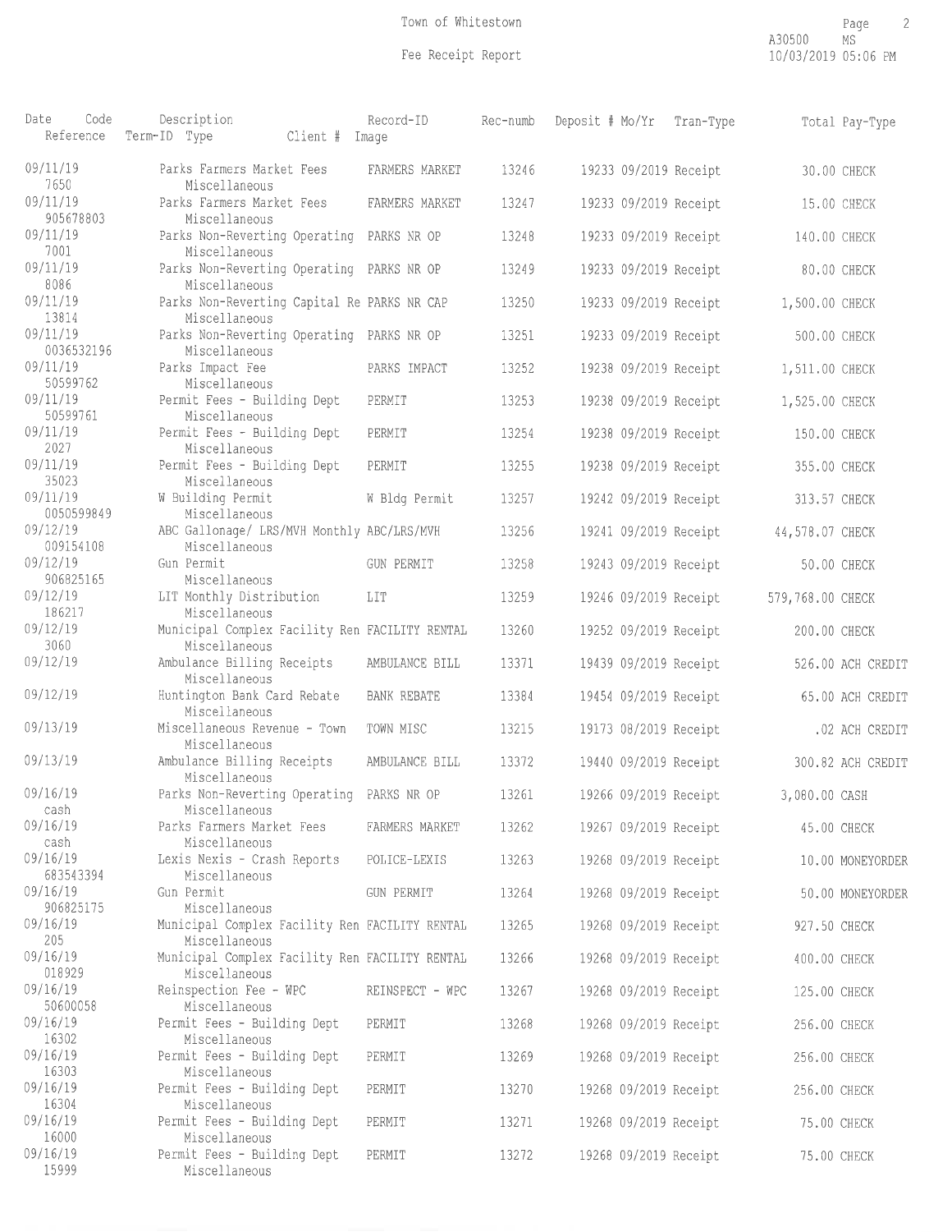Town of Whitestown

Fee Receipt Report

A30500 MS
10/03/2019 05:06 PM

| Date / Reference | Code / Term-ID | Description / Type | Client # | Record-ID / Image | Rec-numb | Deposit # | Mo/Yr | Tran-Type | Total | Pay-Type |
|---|---|---|---|---|---|---|---|---|---|---|
| 09/11/19 7650 | | Parks Farmers Market Fees Miscellaneous | | FARMERS MARKET | 13246 | 19233 | 09/2019 | Receipt | 30.00 | CHECK |
| 09/11/19 905678803 | | Parks Farmers Market Fees Miscellaneous | | FARMERS MARKET | 13247 | 19233 | 09/2019 | Receipt | 15.00 | CHECK |
| 09/11/19 7001 | | Parks Non-Reverting Operating Miscellaneous | | PARKS NR OP | 13248 | 19233 | 09/2019 | Receipt | 140.00 | CHECK |
| 09/11/19 8086 | | Parks Non-Reverting Operating Miscellaneous | | PARKS NR OP | 13249 | 19233 | 09/2019 | Receipt | 80.00 | CHECK |
| 09/11/19 13814 | | Parks Non-Reverting Capital Re Miscellaneous | | PARKS NR CAP | 13250 | 19233 | 09/2019 | Receipt | 1,500.00 | CHECK |
| 09/11/19 0036532196 | | Parks Non-Reverting Operating Miscellaneous | | PARKS NR OP | 13251 | 19233 | 09/2019 | Receipt | 500.00 | CHECK |
| 09/11/19 50599762 | | Parks Impact Fee Miscellaneous | | PARKS IMPACT | 13252 | 19238 | 09/2019 | Receipt | 1,511.00 | CHECK |
| 09/11/19 50599761 | | Permit Fees - Building Dept Miscellaneous | | PERMIT | 13253 | 19238 | 09/2019 | Receipt | 1,525.00 | CHECK |
| 09/11/19 2027 | | Permit Fees - Building Dept Miscellaneous | | PERMIT | 13254 | 19238 | 09/2019 | Receipt | 150.00 | CHECK |
| 09/11/19 35023 | | Permit Fees - Building Dept Miscellaneous | | PERMIT | 13255 | 19238 | 09/2019 | Receipt | 355.00 | CHECK |
| 09/11/19 0050599849 | | W Building Permit Miscellaneous | | W Bldg Permit | 13257 | 19242 | 09/2019 | Receipt | 313.57 | CHECK |
| 09/12/19 009154108 | | ABC Gallonage/ LRS/MVH Monthly Miscellaneous | | ABC/LRS/MVH | 13256 | 19241 | 09/2019 | Receipt | 44,578.07 | CHECK |
| 09/12/19 906825165 | | Gun Permit Miscellaneous | | GUN PERMIT | 13258 | 19243 | 09/2019 | Receipt | 50.00 | CHECK |
| 09/12/19 186217 | | LIT Monthly Distribution Miscellaneous | | LIT | 13259 | 19246 | 09/2019 | Receipt | 579,768.00 | CHECK |
| 09/12/19 3060 | | Municipal Complex Facility Ren Miscellaneous | | FACILITY RENTAL | 13260 | 19252 | 09/2019 | Receipt | 200.00 | CHECK |
| 09/12/19 | | Ambulance Billing Receipts Miscellaneous | | AMBULANCE BILL | 13371 | 19439 | 09/2019 | Receipt | 526.00 | ACH CREDIT |
| 09/12/19 | | Huntington Bank Card Rebate Miscellaneous | | BANK REBATE | 13384 | 19454 | 09/2019 | Receipt | 65.00 | ACH CREDIT |
| 09/13/19 | | Miscellaneous Revenue - Town Miscellaneous | | TOWN MISC | 13215 | 19173 | 08/2019 | Receipt | .02 | ACH CREDIT |
| 09/13/19 | | Ambulance Billing Receipts Miscellaneous | | AMBULANCE BILL | 13372 | 19440 | 09/2019 | Receipt | 300.82 | ACH CREDIT |
| 09/16/19 cash | | Parks Non-Reverting Operating Miscellaneous | | PARKS NR OP | 13261 | 19266 | 09/2019 | Receipt | 3,080.00 | CASH |
| 09/16/19 cash | | Parks Farmers Market Fees Miscellaneous | | FARMERS MARKET | 13262 | 19267 | 09/2019 | Receipt | 45.00 | CHECK |
| 09/16/19 683543394 | | Lexis Nexis - Crash Reports Miscellaneous | | POLICE-LEXIS | 13263 | 19268 | 09/2019 | Receipt | 10.00 | MONEYORDER |
| 09/16/19 906825175 | | Gun Permit Miscellaneous | | GUN PERMIT | 13264 | 19268 | 09/2019 | Receipt | 50.00 | MONEYORDER |
| 09/16/19 205 | | Municipal Complex Facility Ren Miscellaneous | | FACILITY RENTAL | 13265 | 19268 | 09/2019 | Receipt | 927.50 | CHECK |
| 09/16/19 018929 | | Municipal Complex Facility Ren Miscellaneous | | FACILITY RENTAL | 13266 | 19268 | 09/2019 | Receipt | 400.00 | CHECK |
| 09/16/19 50600058 | | Reinspection Fee - WPC Miscellaneous | | REINSPECT - WPC | 13267 | 19268 | 09/2019 | Receipt | 125.00 | CHECK |
| 09/16/19 16302 | | Permit Fees - Building Dept Miscellaneous | | PERMIT | 13268 | 19268 | 09/2019 | Receipt | 256.00 | CHECK |
| 09/16/19 16303 | | Permit Fees - Building Dept Miscellaneous | | PERMIT | 13269 | 19268 | 09/2019 | Receipt | 256.00 | CHECK |
| 09/16/19 16304 | | Permit Fees - Building Dept Miscellaneous | | PERMIT | 13270 | 19268 | 09/2019 | Receipt | 256.00 | CHECK |
| 09/16/19 16000 | | Permit Fees - Building Dept Miscellaneous | | PERMIT | 13271 | 19268 | 09/2019 | Receipt | 75.00 | CHECK |
| 09/16/19 15999 | | Permit Fees - Building Dept Miscellaneous | | PERMIT | 13272 | 19268 | 09/2019 | Receipt | 75.00 | CHECK |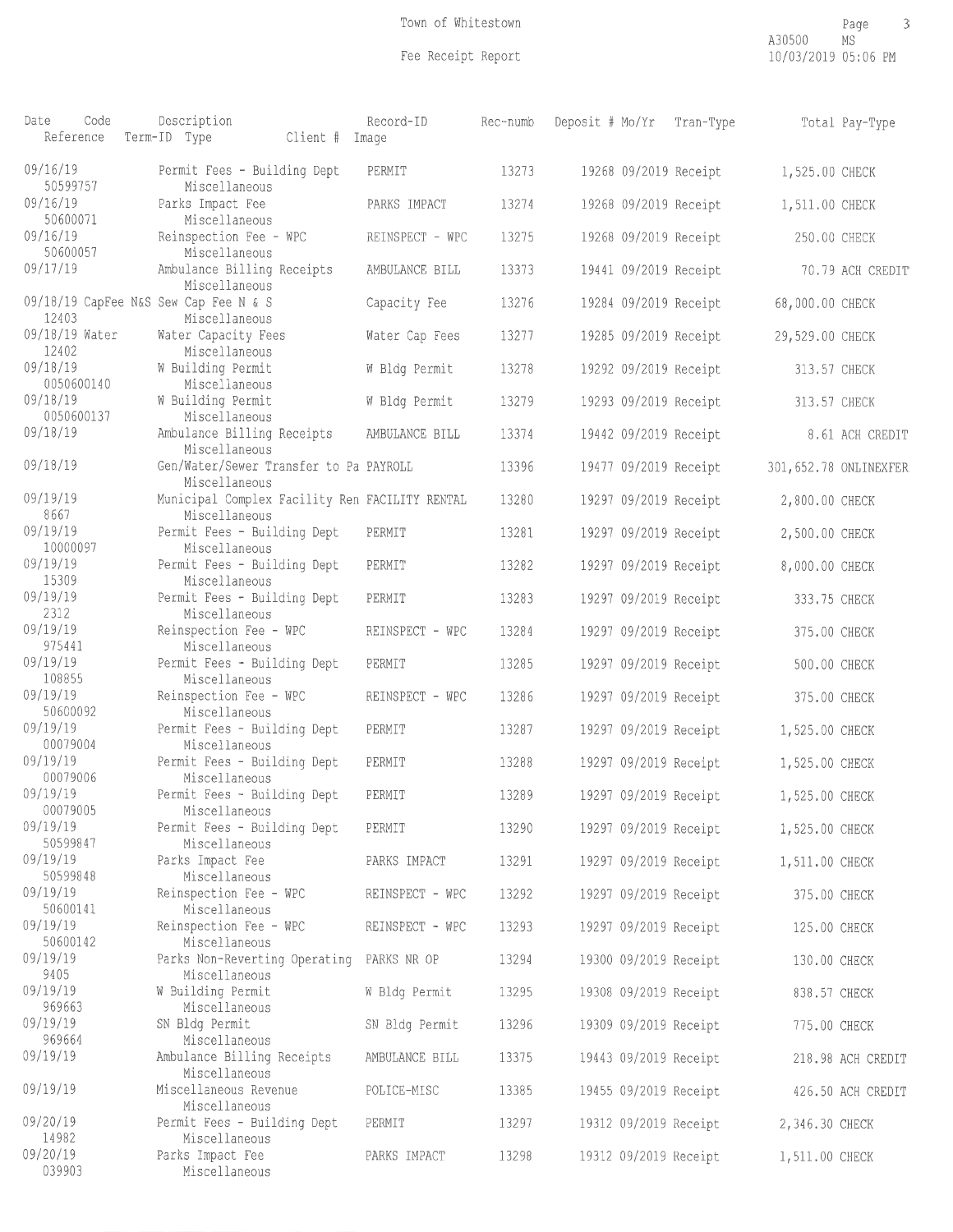Town of Whitestown

Fee Receipt Report

A30500 MS
10/03/2019 05:06 PM

| Date | Code | Description | Record-ID | Rec-numb | Deposit # | Mo/Yr | Tran-Type | Total | Pay-Type |
|---|---|---|---|---|---|---|---|---|---|
| Reference | Term-ID | Type | Client # Image | | | | | | |
| 09/16/19 | | Permit Fees - Building Dept | PERMIT | 13273 | 19268 | 09/2019 | Receipt | 1,525.00 | CHECK |
| 50599757 | | Miscellaneous | | | | | | | |
| 09/16/19 | | Parks Impact Fee | PARKS IMPACT | 13274 | 19268 | 09/2019 | Receipt | 1,511.00 | CHECK |
| 50600071 | | Miscellaneous | | | | | | | |
| 09/16/19 | | Reinspection Fee - WPC | REINSPECT - WPC | 13275 | 19268 | 09/2019 | Receipt | 250.00 | CHECK |
| 50600057 | | Miscellaneous | | | | | | | |
| 09/17/19 | | Ambulance Billing Receipts | AMBULANCE BILL | 13373 | 19441 | 09/2019 | Receipt | 70.79 | ACH CREDIT |
| | | Miscellaneous | | | | | | | |
| 09/18/19 | CapFee N&S | Sew Cap Fee N & S | Capacity Fee | 13276 | 19284 | 09/2019 | Receipt | 68,000.00 | CHECK |
| 12403 | | Miscellaneous | | | | | | | |
| 09/18/19 | Water | Water Capacity Fees | Water Cap Fees | 13277 | 19285 | 09/2019 | Receipt | 29,529.00 | CHECK |
| 12402 | | Miscellaneous | | | | | | | |
| 09/18/19 | | W Building Permit | W Bldg Permit | 13278 | 19292 | 09/2019 | Receipt | 313.57 | CHECK |
| 0050600140 | | Miscellaneous | | | | | | | |
| 09/18/19 | | W Building Permit | W Bldg Permit | 13279 | 19293 | 09/2019 | Receipt | 313.57 | CHECK |
| 0050600137 | | Miscellaneous | | | | | | | |
| 09/18/19 | | Ambulance Billing Receipts | AMBULANCE BILL | 13374 | 19442 | 09/2019 | Receipt | 8.61 | ACH CREDIT |
| | | Miscellaneous | | | | | | | |
| 09/18/19 | | Gen/Water/Sewer Transfer to Pa | PAYROLL | 13396 | 19477 | 09/2019 | Receipt | 301,652.78 | ONLINEXFER |
| | | Miscellaneous | | | | | | | |
| 09/19/19 | | Municipal Complex Facility Ren | FACILITY RENTAL | 13280 | 19297 | 09/2019 | Receipt | 2,800.00 | CHECK |
| 8667 | | Miscellaneous | | | | | | | |
| 09/19/19 | | Permit Fees - Building Dept | PERMIT | 13281 | 19297 | 09/2019 | Receipt | 2,500.00 | CHECK |
| 10000097 | | Miscellaneous | | | | | | | |
| 09/19/19 | | Permit Fees - Building Dept | PERMIT | 13282 | 19297 | 09/2019 | Receipt | 8,000.00 | CHECK |
| 15309 | | Miscellaneous | | | | | | | |
| 09/19/19 | | Permit Fees - Building Dept | PERMIT | 13283 | 19297 | 09/2019 | Receipt | 333.75 | CHECK |
| 2312 | | Miscellaneous | | | | | | | |
| 09/19/19 | | Reinspection Fee - WPC | REINSPECT - WPC | 13284 | 19297 | 09/2019 | Receipt | 375.00 | CHECK |
| 975441 | | Miscellaneous | | | | | | | |
| 09/19/19 | | Permit Fees - Building Dept | PERMIT | 13285 | 19297 | 09/2019 | Receipt | 500.00 | CHECK |
| 108855 | | Miscellaneous | | | | | | | |
| 09/19/19 | | Reinspection Fee - WPC | REINSPECT - WPC | 13286 | 19297 | 09/2019 | Receipt | 375.00 | CHECK |
| 50600092 | | Miscellaneous | | | | | | | |
| 09/19/19 | | Permit Fees - Building Dept | PERMIT | 13287 | 19297 | 09/2019 | Receipt | 1,525.00 | CHECK |
| 00079004 | | Miscellaneous | | | | | | | |
| 09/19/19 | | Permit Fees - Building Dept | PERMIT | 13288 | 19297 | 09/2019 | Receipt | 1,525.00 | CHECK |
| 00079006 | | Miscellaneous | | | | | | | |
| 09/19/19 | | Permit Fees - Building Dept | PERMIT | 13289 | 19297 | 09/2019 | Receipt | 1,525.00 | CHECK |
| 00079005 | | Miscellaneous | | | | | | | |
| 09/19/19 | | Permit Fees - Building Dept | PERMIT | 13290 | 19297 | 09/2019 | Receipt | 1,525.00 | CHECK |
| 50599847 | | Miscellaneous | | | | | | | |
| 09/19/19 | | Parks Impact Fee | PARKS IMPACT | 13291 | 19297 | 09/2019 | Receipt | 1,511.00 | CHECK |
| 50599848 | | Miscellaneous | | | | | | | |
| 09/19/19 | | Reinspection Fee - WPC | REINSPECT - WPC | 13292 | 19297 | 09/2019 | Receipt | 375.00 | CHECK |
| 50600141 | | Miscellaneous | | | | | | | |
| 09/19/19 | | Reinspection Fee - WPC | REINSPECT - WPC | 13293 | 19297 | 09/2019 | Receipt | 125.00 | CHECK |
| 50600142 | | Miscellaneous | | | | | | | |
| 09/19/19 | | Parks Non-Reverting Operating | PARKS NR OP | 13294 | 19300 | 09/2019 | Receipt | 130.00 | CHECK |
| 9405 | | Miscellaneous | | | | | | | |
| 09/19/19 | | W Building Permit | W Bldg Permit | 13295 | 19308 | 09/2019 | Receipt | 838.57 | CHECK |
| 969663 | | Miscellaneous | | | | | | | |
| 09/19/19 | | SN Bldg Permit | SN Bldg Permit | 13296 | 19309 | 09/2019 | Receipt | 775.00 | CHECK |
| 969664 | | Miscellaneous | | | | | | | |
| 09/19/19 | | Ambulance Billing Receipts | AMBULANCE BILL | 13375 | 19443 | 09/2019 | Receipt | 218.98 | ACH CREDIT |
| | | Miscellaneous | | | | | | | |
| 09/19/19 | | Miscellaneous Revenue | POLICE-MISC | 13385 | 19455 | 09/2019 | Receipt | 426.50 | ACH CREDIT |
| | | Miscellaneous | | | | | | | |
| 09/20/19 | | Permit Fees - Building Dept | PERMIT | 13297 | 19312 | 09/2019 | Receipt | 2,346.30 | CHECK |
| 14982 | | Miscellaneous | | | | | | | |
| 09/20/19 | | Parks Impact Fee | PARKS IMPACT | 13298 | 19312 | 09/2019 | Receipt | 1,511.00 | CHECK |
| 039903 | | Miscellaneous | | | | | | | |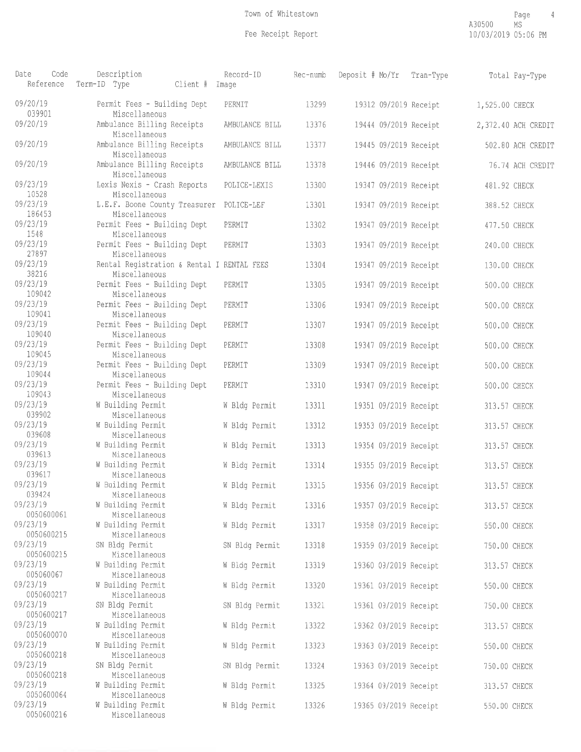# Town of Whitestown

## Fee Receipt Report

A30500 MS
10/03/2019 05:06 PM

| Date / Reference | Code / Term-ID | Description / Type | Client # | Record-ID / Image | Rec-numb | Deposit # | Mo/Yr | Tran-Type | Total | Pay-Type |
|---|---|---|---|---|---|---|---|---|---|---|
| 09/20/19 039901 | | Permit Fees - Building Dept Miscellaneous | | PERMIT | 13299 | 19312 | 09/2019 | Receipt | 1,525.00 | CHECK |
| 09/20/19 | | Ambulance Billing Receipts Miscellaneous | | AMBULANCE BILL | 13376 | 19444 | 09/2019 | Receipt | 2,372.40 | ACH CREDIT |
| 09/20/19 | | Ambulance Billing Receipts Miscellaneous | | AMBULANCE BILL | 13377 | 19445 | 09/2019 | Receipt | 502.80 | ACH CREDIT |
| 09/20/19 | | Ambulance Billing Receipts Miscellaneous | | AMBULANCE BILL | 13378 | 19446 | 09/2019 | Receipt | 76.74 | ACH CREDIT |
| 09/23/19 10528 | | Lexis Nexis - Crash Reports Miscellaneous | | POLICE-LEXIS | 13300 | 19347 | 09/2019 | Receipt | 481.92 | CHECK |
| 09/23/19 186453 | | L.E.F. Boone County Treasurer Miscellaneous | | POLICE-LEF | 13301 | 19347 | 09/2019 | Receipt | 388.52 | CHECK |
| 09/23/19 1548 | | Permit Fees - Building Dept Miscellaneous | | PERMIT | 13302 | 19347 | 09/2019 | Receipt | 477.50 | CHECK |
| 09/23/19 27897 | | Permit Fees - Building Dept Miscellaneous | | PERMIT | 13303 | 19347 | 09/2019 | Receipt | 240.00 | CHECK |
| 09/23/19 38216 | | Rental Registration & Rental I Miscellaneous | | RENTAL FEES | 13304 | 19347 | 09/2019 | Receipt | 130.00 | CHECK |
| 09/23/19 109042 | | Permit Fees - Building Dept Miscellaneous | | PERMIT | 13305 | 19347 | 09/2019 | Receipt | 500.00 | CHECK |
| 09/23/19 109041 | | Permit Fees - Building Dept Miscellaneous | | PERMIT | 13306 | 19347 | 09/2019 | Receipt | 500.00 | CHECK |
| 09/23/19 109040 | | Permit Fees - Building Dept Miscellaneous | | PERMIT | 13307 | 19347 | 09/2019 | Receipt | 500.00 | CHECK |
| 09/23/19 109045 | | Permit Fees - Building Dept Miscellaneous | | PERMIT | 13308 | 19347 | 09/2019 | Receipt | 500.00 | CHECK |
| 09/23/19 109044 | | Permit Fees - Building Dept Miscellaneous | | PERMIT | 13309 | 19347 | 09/2019 | Receipt | 500.00 | CHECK |
| 09/23/19 109043 | | Permit Fees - Building Dept Miscellaneous | | PERMIT | 13310 | 19347 | 09/2019 | Receipt | 500.00 | CHECK |
| 09/23/19 039902 | | W Building Permit Miscellaneous | | W Bldg Permit | 13311 | 19351 | 09/2019 | Receipt | 313.57 | CHECK |
| 09/23/19 039608 | | W Building Permit Miscellaneous | | W Bldg Permit | 13312 | 19353 | 09/2019 | Receipt | 313.57 | CHECK |
| 09/23/19 039613 | | W Building Permit Miscellaneous | | W Bldg Permit | 13313 | 19354 | 09/2019 | Receipt | 313.57 | CHECK |
| 09/23/19 039617 | | W Building Permit Miscellaneous | | W Bldg Permit | 13314 | 19355 | 09/2019 | Receipt | 313.57 | CHECK |
| 09/23/19 039424 | | W Building Permit Miscellaneous | | W Bldg Permit | 13315 | 19356 | 09/2019 | Receipt | 313.57 | CHECK |
| 09/23/19 0050600061 | | W Building Permit Miscellaneous | | W Bldg Permit | 13316 | 19357 | 09/2019 | Receipt | 313.57 | CHECK |
| 09/23/19 0050600215 | | W Building Permit Miscellaneous | | W Bldg Permit | 13317 | 19358 | 09/2019 | Receipt | 550.00 | CHECK |
| 09/23/19 0050600215 | | SN Bldg Permit Miscellaneous | | SN Bldg Permit | 13318 | 19359 | 09/2019 | Receipt | 750.00 | CHECK |
| 09/23/19 005060067 | | W Building Permit Miscellaneous | | W Bldg Permit | 13319 | 19360 | 09/2019 | Receipt | 313.57 | CHECK |
| 09/23/19 0050600217 | | W Building Permit Miscellaneous | | W Bldg Permit | 13320 | 19361 | 09/2019 | Receipt | 550.00 | CHECK |
| 09/23/19 0050600217 | | SN Bldg Permit Miscellaneous | | SN Bldg Permit | 13321 | 19361 | 09/2019 | Receipt | 750.00 | CHECK |
| 09/23/19 0050600070 | | W Building Permit Miscellaneous | | W Bldg Permit | 13322 | 19362 | 09/2019 | Receipt | 313.57 | CHECK |
| 09/23/19 0050600218 | | W Building Permit Miscellaneous | | W Bldg Permit | 13323 | 19363 | 09/2019 | Receipt | 550.00 | CHECK |
| 09/23/19 0050600218 | | SN Bldg Permit Miscellaneous | | SN Bldg Permit | 13324 | 19363 | 09/2019 | Receipt | 750.00 | CHECK |
| 09/23/19 0050600064 | | W Building Permit Miscellaneous | | W Bldg Permit | 13325 | 19364 | 09/2019 | Receipt | 313.57 | CHECK |
| 09/23/19 0050600216 | | W Building Permit Miscellaneous | | W Bldg Permit | 13326 | 19365 | 09/2019 | Receipt | 550.00 | CHECK |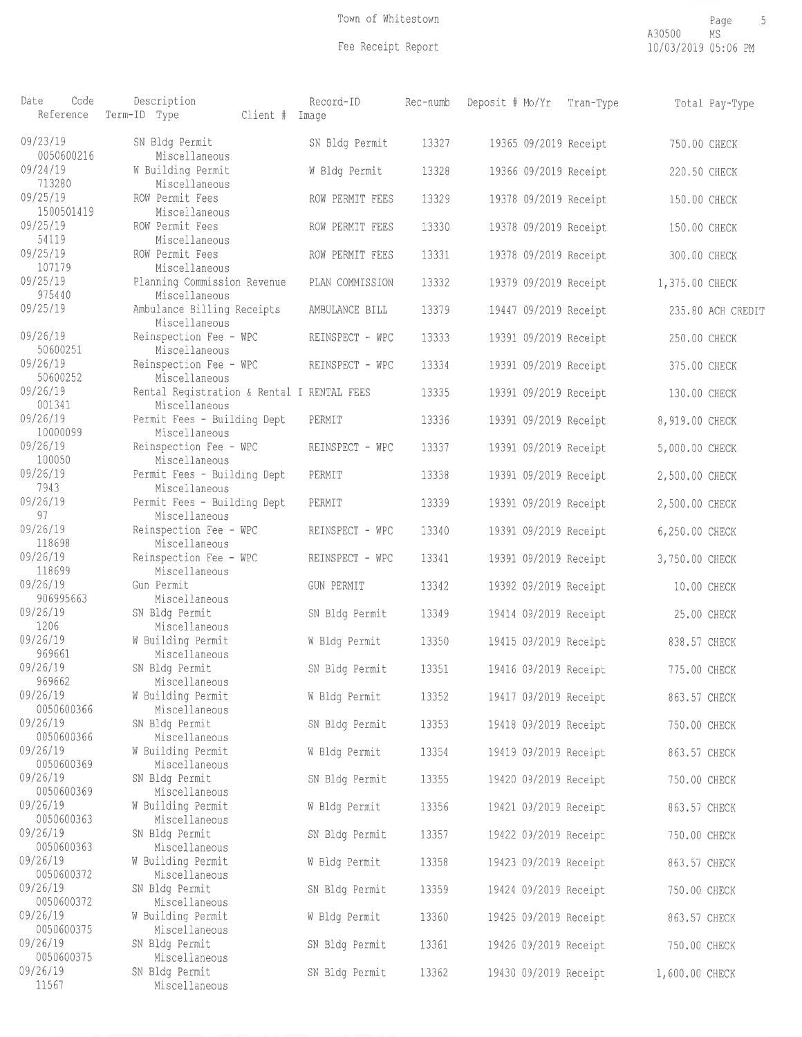Town of Whitestown

Fee Receipt Report

A30500 MS
10/03/2019 05:06 PM

| Date / Reference | Code / Term-ID | Description / Type | Client # | Record-ID / Image | Rec-numb | Deposit # | Mo/Yr | Tran-Type | Total | Pay-Type |
|---|---|---|---|---|---|---|---|---|---|---|
| 09/23/19 0050600216 | | SN Bldg Permit Miscellaneous | | SN Bldg Permit | 13327 | 19365 | 09/2019 | Receipt | 750.00 | CHECK |
| 09/24/19 713280 | | W Building Permit Miscellaneous | | W Bldg Permit | 13328 | 19366 | 09/2019 | Receipt | 220.50 | CHECK |
| 09/25/19 1500501419 | | ROW Permit Fees Miscellaneous | | ROW PERMIT FEES | 13329 | 19378 | 09/2019 | Receipt | 150.00 | CHECK |
| 09/25/19 54119 | | ROW Permit Fees Miscellaneous | | ROW PERMIT FEES | 13330 | 19378 | 09/2019 | Receipt | 150.00 | CHECK |
| 09/25/19 107179 | | ROW Permit Fees Miscellaneous | | ROW PERMIT FEES | 13331 | 19378 | 09/2019 | Receipt | 300.00 | CHECK |
| 09/25/19 975440 | | Planning Commission Revenue Miscellaneous | | PLAN COMMISSION | 13332 | 19379 | 09/2019 | Receipt | 1,375.00 | CHECK |
| 09/25/19 | | Ambulance Billing Receipts Miscellaneous | | AMBULANCE BILL | 13379 | 19447 | 09/2019 | Receipt | 235.80 | ACH CREDIT |
| 09/26/19 50600251 | | Reinspection Fee - WPC Miscellaneous | | REINSPECT - WPC | 13333 | 19391 | 09/2019 | Receipt | 250.00 | CHECK |
| 09/26/19 50600252 | | Reinspection Fee - WPC Miscellaneous | | REINSPECT - WPC | 13334 | 19391 | 09/2019 | Receipt | 375.00 | CHECK |
| 09/26/19 001341 | | Rental Registration & Rental I Miscellaneous | | RENTAL FEES | 13335 | 19391 | 09/2019 | Receipt | 130.00 | CHECK |
| 09/26/19 10000099 | | Permit Fees - Building Dept Miscellaneous | | PERMIT | 13336 | 19391 | 09/2019 | Receipt | 8,919.00 | CHECK |
| 09/26/19 100050 | | Reinspection Fee - WPC Miscellaneous | | REINSPECT - WPC | 13337 | 19391 | 09/2019 | Receipt | 5,000.00 | CHECK |
| 09/26/19 7943 | | Permit Fees - Building Dept Miscellaneous | | PERMIT | 13338 | 19391 | 09/2019 | Receipt | 2,500.00 | CHECK |
| 09/26/19 97 | | Permit Fees - Building Dept Miscellaneous | | PERMIT | 13339 | 19391 | 09/2019 | Receipt | 2,500.00 | CHECK |
| 09/26/19 118698 | | Reinspection Fee - WPC Miscellaneous | | REINSPECT - WPC | 13340 | 19391 | 09/2019 | Receipt | 6,250.00 | CHECK |
| 09/26/19 118699 | | Reinspection Fee - WPC Miscellaneous | | REINSPECT - WPC | 13341 | 19391 | 09/2019 | Receipt | 3,750.00 | CHECK |
| 09/26/19 906995663 | | Gun Permit Miscellaneous | | GUN PERMIT | 13342 | 19392 | 09/2019 | Receipt | 10.00 | CHECK |
| 09/26/19 1206 | | SN Bldg Permit Miscellaneous | | SN Bldg Permit | 13349 | 19414 | 09/2019 | Receipt | 25.00 | CHECK |
| 09/26/19 969661 | | W Building Permit Miscellaneous | | W Bldg Permit | 13350 | 19415 | 09/2019 | Receipt | 838.57 | CHECK |
| 09/26/19 969662 | | SN Bldg Permit Miscellaneous | | SN Bldg Permit | 13351 | 19416 | 09/2019 | Receipt | 775.00 | CHECK |
| 09/26/19 0050600366 | | W Building Permit Miscellaneous | | W Bldg Permit | 13352 | 19417 | 09/2019 | Receipt | 863.57 | CHECK |
| 09/26/19 0050600366 | | SN Bldg Permit Miscellaneous | | SN Bldg Permit | 13353 | 19418 | 09/2019 | Receipt | 750.00 | CHECK |
| 09/26/19 0050600369 | | W Building Permit Miscellaneous | | W Bldg Permit | 13354 | 19419 | 09/2019 | Receipt | 863.57 | CHECK |
| 09/26/19 0050600369 | | SN Bldg Permit Miscellaneous | | SN Bldg Permit | 13355 | 19420 | 09/2019 | Receipt | 750.00 | CHECK |
| 09/26/19 0050600363 | | W Building Permit Miscellaneous | | W Bldg Permit | 13356 | 19421 | 09/2019 | Receipt | 863.57 | CHECK |
| 09/26/19 0050600363 | | SN Bldg Permit Miscellaneous | | SN Bldg Permit | 13357 | 19422 | 09/2019 | Receipt | 750.00 | CHECK |
| 09/26/19 0050600372 | | W Building Permit Miscellaneous | | W Bldg Permit | 13358 | 19423 | 09/2019 | Receipt | 863.57 | CHECK |
| 09/26/19 0050600372 | | SN Bldg Permit Miscellaneous | | SN Bldg Permit | 13359 | 19424 | 09/2019 | Receipt | 750.00 | CHECK |
| 09/26/19 0050600375 | | W Building Permit Miscellaneous | | W Bldg Permit | 13360 | 19425 | 09/2019 | Receipt | 863.57 | CHECK |
| 09/26/19 0050600375 | | SN Bldg Permit Miscellaneous | | SN Bldg Permit | 13361 | 19426 | 09/2019 | Receipt | 750.00 | CHECK |
| 09/26/19 11567 | | SN Bldg Permit Miscellaneous | | SN Bldg Permit | 13362 | 19430 | 09/2019 | Receipt | 1,600.00 | CHECK |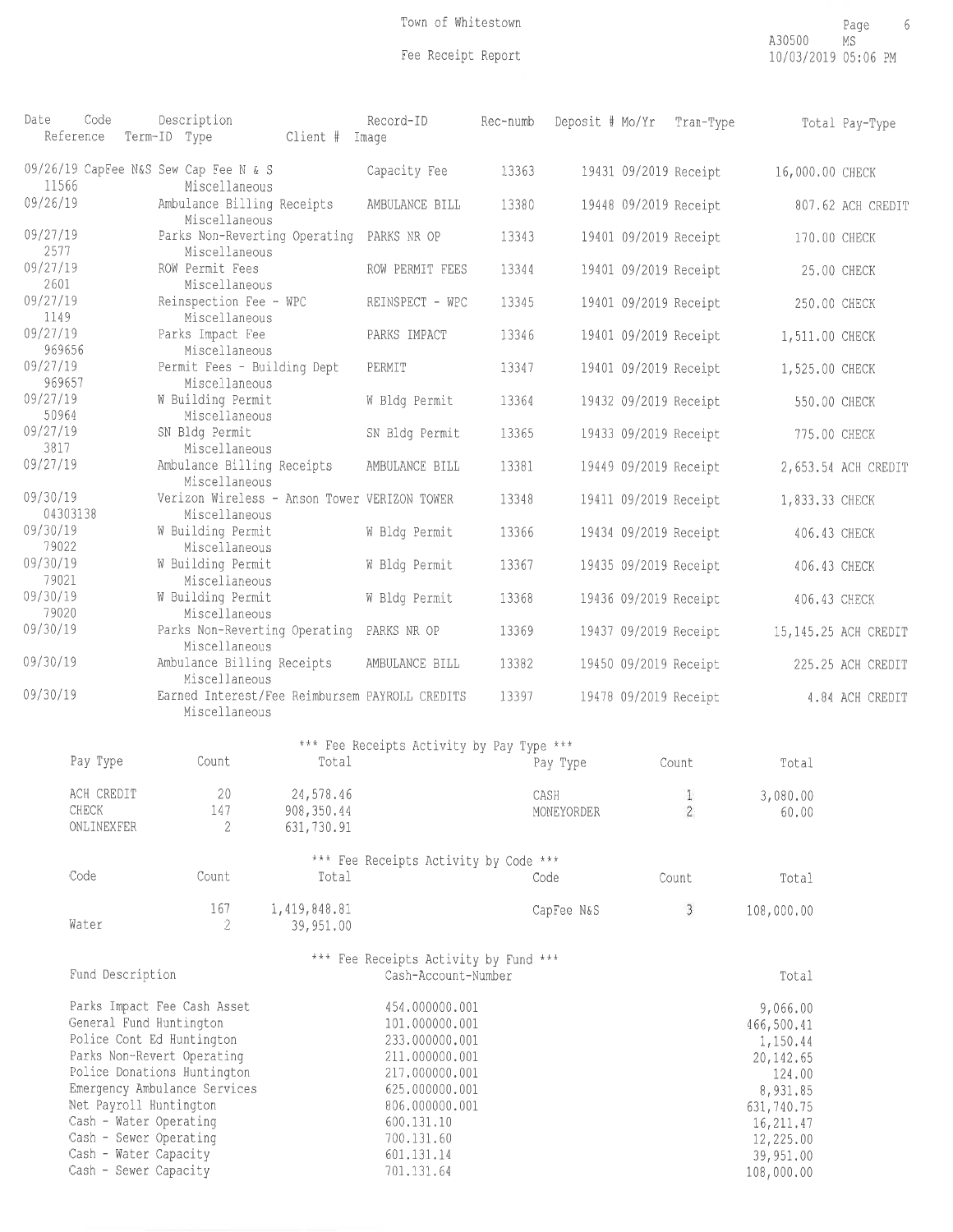Town of Whitestown

Fee Receipt Report

| Date | Code | Description | Record-ID | Rec-numb | Deposit # Mo/Yr | Tran-Type | Total | Pay-Type |
|---|---|---|---|---|---|---|---|---|
| Reference | Term-ID Type | Client # Image | | | | | | |
| 09/26/19 | CapFee N&S | Sew Cap Fee N & S | Capacity Fee | 13363 | 19431 09/2019 | Receipt | 16,000.00 | CHECK |
| 11566 | | Miscellaneous | | | | | | |
| 09/26/19 | | Ambulance Billing Receipts | AMBULANCE BILL | 13380 | 19448 09/2019 | Receipt | 807.62 | ACH CREDIT |
| | | Miscellaneous | | | | | | |
| 09/27/19 | | Parks Non-Reverting Operating | PARKS NR OP | 13343 | 19401 09/2019 | Receipt | 170.00 | CHECK |
| 2577 | | Miscellaneous | | | | | | |
| 09/27/19 | | ROW Permit Fees | ROW PERMIT FEES | 13344 | 19401 09/2019 | Receipt | 25.00 | CHECK |
| 2601 | | Miscellaneous | | | | | | |
| 09/27/19 | | Reinspection Fee - WPC | REINSPECT - WPC | 13345 | 19401 09/2019 | Receipt | 250.00 | CHECK |
| 1149 | | Miscellaneous | | | | | | |
| 09/27/19 | | Parks Impact Fee | PARKS IMPACT | 13346 | 19401 09/2019 | Receipt | 1,511.00 | CHECK |
| 969656 | | Miscellaneous | | | | | | |
| 09/27/19 | | Permit Fees - Building Dept | PERMIT | 13347 | 19401 09/2019 | Receipt | 1,525.00 | CHECK |
| 969657 | | Miscellaneous | | | | | | |
| 09/27/19 | | W Building Permit | W Bldg Permit | 13364 | 19432 09/2019 | Receipt | 550.00 | CHECK |
| 50964 | | Miscellaneous | | | | | | |
| 09/27/19 | | SN Bldg Permit | SN Bldg Permit | 13365 | 19433 09/2019 | Receipt | 775.00 | CHECK |
| 3817 | | Miscellaneous | | | | | | |
| 09/27/19 | | Ambulance Billing Receipts | AMBULANCE BILL | 13381 | 19449 09/2019 | Receipt | 2,653.54 | ACH CREDIT |
| | | Miscellaneous | | | | | | |
| 09/30/19 | | Verizon Wireless - Anson Tower | VERIZON TOWER | 13348 | 19411 09/2019 | Receipt | 1,833.33 | CHECK |
| 04303138 | | Miscellaneous | | | | | | |
| 09/30/19 | | W Building Permit | W Bldg Permit | 13366 | 19434 09/2019 | Receipt | 406.43 | CHECK |
| 79022 | | Miscellaneous | | | | | | |
| 09/30/19 | | W Building Permit | W Bldg Permit | 13367 | 19435 09/2019 | Receipt | 406.43 | CHECK |
| 79021 | | Miscellaneous | | | | | | |
| 09/30/19 | | W Building Permit | W Bldg Permit | 13368 | 19436 09/2019 | Receipt | 406.43 | CHECK |
| 79020 | | Miscellaneous | | | | | | |
| 09/30/19 | | Parks Non-Reverting Operating | PARKS NR OP | 13369 | 19437 09/2019 | Receipt | 15,145.25 | ACH CREDIT |
| | | Miscellaneous | | | | | | |
| 09/30/19 | | Ambulance Billing Receipts | AMBULANCE BILL | 13382 | 19450 09/2019 | Receipt | 225.25 | ACH CREDIT |
| | | Miscellaneous | | | | | | |
| 09/30/19 | | Earned Interest/Fee Reimbursem | PAYROLL CREDITS | 13397 | 19478 09/2019 | Receipt | 4.84 | ACH CREDIT |
| | | Miscellaneous | | | | | | |

*** Fee Receipts Activity by Pay Type ***

| Pay Type | Count | Total | Pay Type | Count | Total |
|---|---|---|---|---|---|
| ACH CREDIT | 20 | 24,578.46 | CASH | 1 | 3,080.00 |
| CHECK | 147 | 908,350.44 | MONEYORDER | 2 | 60.00 |
| ONLINEXFER | 2 | 631,730.91 | | | |

*** Fee Receipts Activity by Code ***

| Code | Count | Total | Code | Count | Total |
|---|---|---|---|---|---|
| | 167 | 1,419,848.81 | CapFee N&S | 3 | 108,000.00 |
| Water | 2 | 39,951.00 | | | |

*** Fee Receipts Activity by Fund ***

| Fund Description | Cash-Account-Number | Total |
|---|---|---|
| Parks Impact Fee Cash Asset | 454.000000.001 | 9,066.00 |
| General Fund Huntington | 101.000000.001 | 466,500.41 |
| Police Cont Ed Huntington | 233.000000.001 | 1,150.44 |
| Parks Non-Revert Operating | 211.000000.001 | 20,142.65 |
| Police Donations Huntington | 217.000000.001 | 124.00 |
| Emergency Ambulance Services | 625.000000.001 | 8,931.85 |
| Net Payroll Huntington | 806.000000.001 | 631,740.75 |
| Cash - Water Operating | 600.131.10 | 16,211.47 |
| Cash - Sewer Operating | 700.131.60 | 12,225.00 |
| Cash - Water Capacity | 601.131.14 | 39,951.00 |
| Cash - Sewer Capacity | 701.131.64 | 108,000.00 |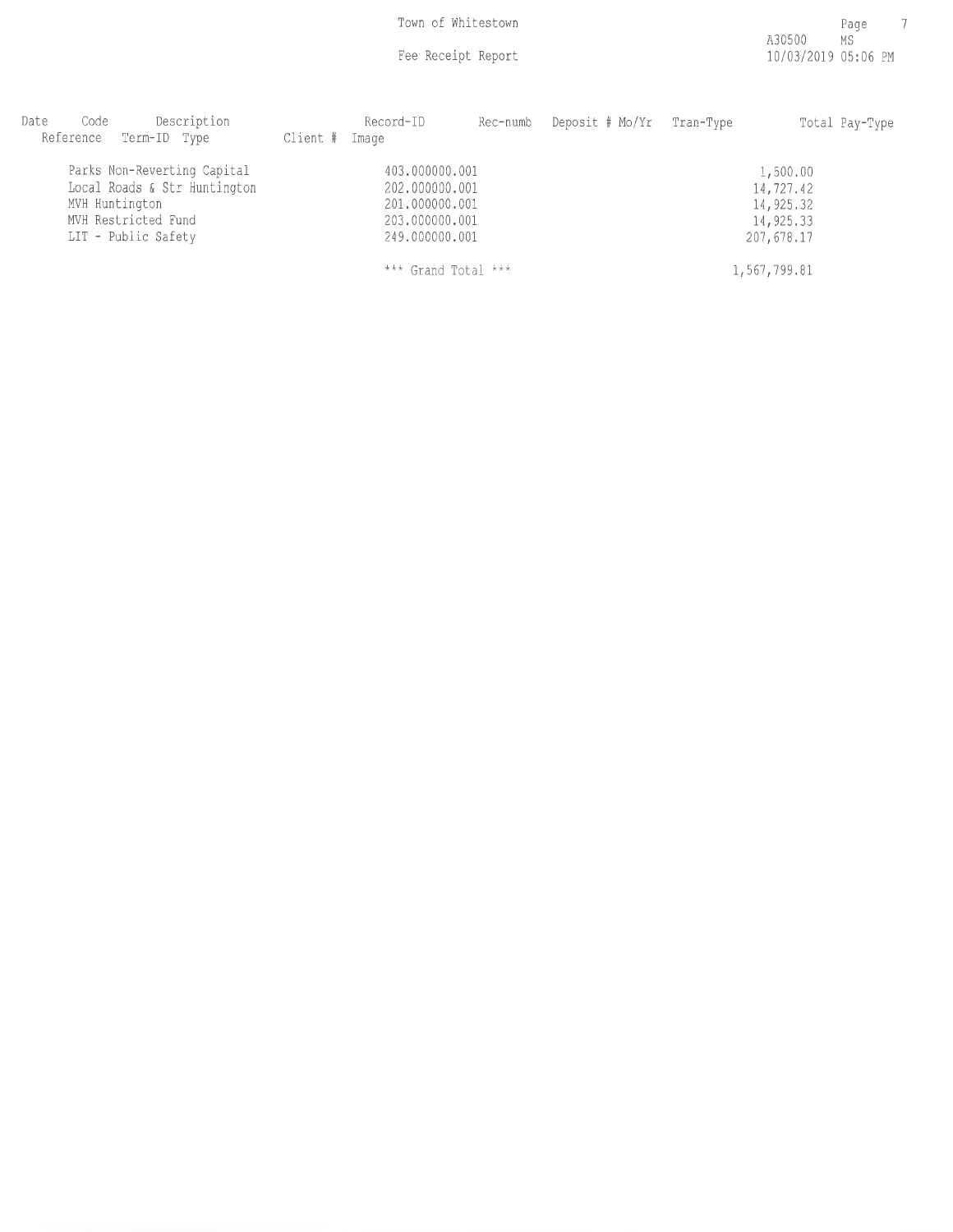Town of Whitestown

Fee Receipt Report

A30500 MS
10/03/2019 05:06 PM

| Date Code Description<br>Reference Term-ID Type | Client # | Record-ID<br>Image | Rec-numb | Deposit # Mo/Yr | Tran-Type | Total | Pay-Type |
|---|---|---|---|---|---|---|---|
| Parks Non-Reverting Capital | | 403.000000.001 | | | | 1,500.00 | |
| Local Roads & Str Huntington | | 202.000000.001 | | | | 14,727.42 | |
| MVH Huntington | | 201.000000.001 | | | | 14,925.32 | |
| MVH Restricted Fund | | 203.000000.001 | | | | 14,925.33 | |
| LIT - Public Safety | | 249.000000.001 | | | | 207,678.17 | |
| | | *** Grand Total *** | | | | 1,567,799.81 | |